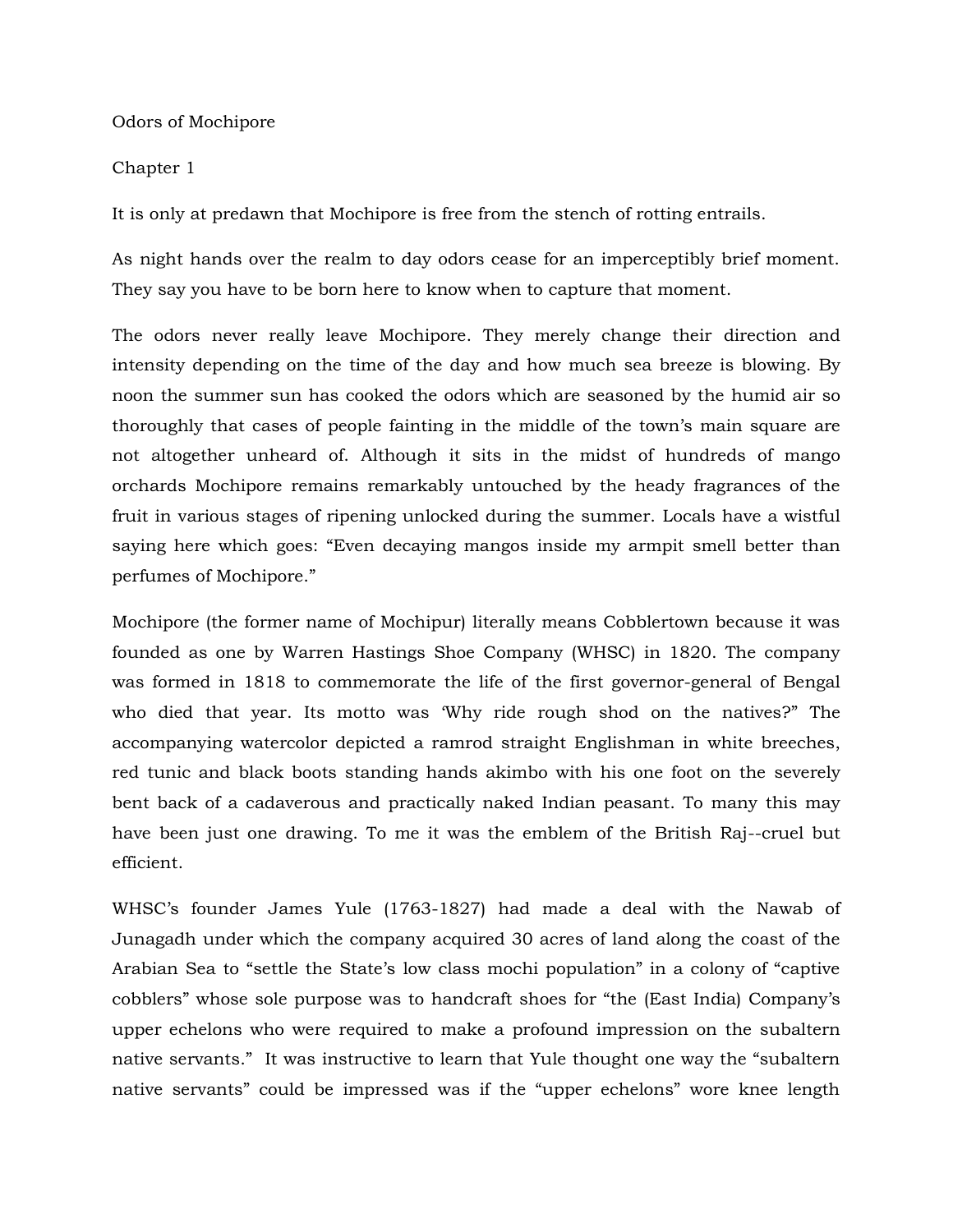# Odors of Mochipore

## Chapter 1

It is only at predawn that Mochipore is free from the stench of rotting entrails.

As night hands over the realm to day odors cease for an imperceptibly brief moment. They say you have to be born here to know when to capture that moment.

The odors never really leave Mochipore. They merely change their direction and intensity depending on the time of the day and how much sea breeze is blowing. By noon the summer sun has cooked the odors which are seasoned by the humid air so thoroughly that cases of people fainting in the middle of the town's main square are not altogether unheard of. Although it sits in the midst of hundreds of mango orchards Mochipore remains remarkably untouched by the heady fragrances of the fruit in various stages of ripening unlocked during the summer. Locals have a wistful saying here which goes: "Even decaying mangos inside my armpit smell better than perfumes of Mochipore."

Mochipore (the former name of Mochipur) literally means Cobblertown because it was founded as one by Warren Hastings Shoe Company (WHSC) in 1820. The company was formed in 1818 to commemorate the life of the first governor-general of Bengal who died that year. Its motto was 'Why ride rough shod on the natives?" The accompanying watercolor depicted a ramrod straight Englishman in white breeches, red tunic and black boots standing hands akimbo with his one foot on the severely bent back of a cadaverous and practically naked Indian peasant. To many this may have been just one drawing. To me it was the emblem of the British Raj--cruel but efficient.

WHSC's founder James Yule (1763-1827) had made a deal with the Nawab of Junagadh under which the company acquired 30 acres of land along the coast of the Arabian Sea to "settle the State's low class mochi population" in a colony of "captive cobblers" whose sole purpose was to handcraft shoes for "the (East India) Company's upper echelons who were required to make a profound impression on the subaltern native servants." It was instructive to learn that Yule thought one way the "subaltern native servants" could be impressed was if the "upper echelons" wore knee length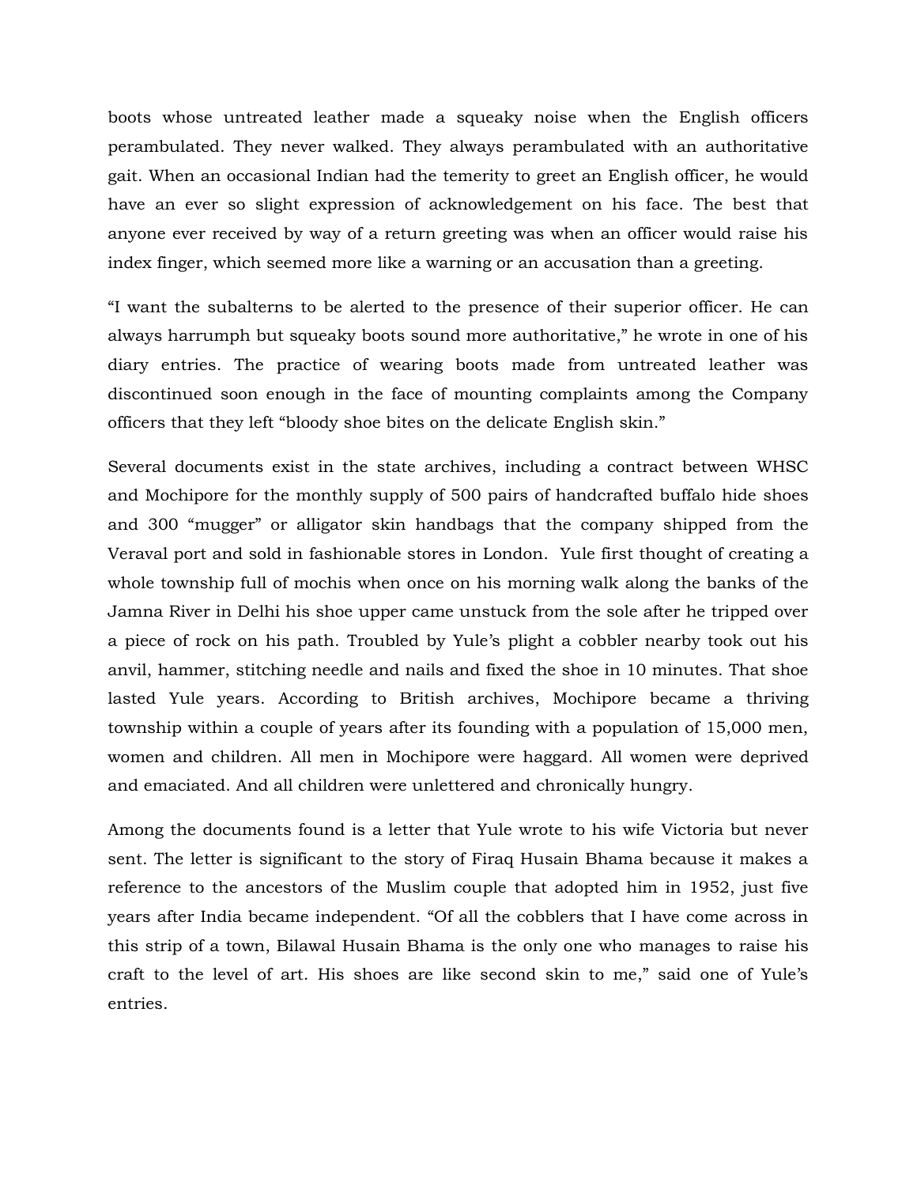boots whose untreated leather made a squeaky noise when the English officers perambulated. They never walked. They always perambulated with an authoritative gait. When an occasional Indian had the temerity to greet an English officer, he would have an ever so slight expression of acknowledgement on his face. The best that anyone ever received by way of a return greeting was when an officer would raise his index finger, which seemed more like a warning or an accusation than a greeting.

"I want the subalterns to be alerted to the presence of their superior officer. He can always harrumph but squeaky boots sound more authoritative," he wrote in one of his diary entries. The practice of wearing boots made from untreated leather was discontinued soon enough in the face of mounting complaints among the Company officers that they left "bloody shoe bites on the delicate English skin."

Several documents exist in the state archives, including a contract between WHSC and Mochipore for the monthly supply of 500 pairs of handcrafted buffalo hide shoes and 300 "mugger" or alligator skin handbags that the company shipped from the Veraval port and sold in fashionable stores in London. Yule first thought of creating a whole township full of mochis when once on his morning walk along the banks of the Jamna River in Delhi his shoe upper came unstuck from the sole after he tripped over a piece of rock on his path. Troubled by Yule's plight a cobbler nearby took out his anvil, hammer, stitching needle and nails and fixed the shoe in 10 minutes. That shoe lasted Yule years. According to British archives, Mochipore became a thriving township within a couple of years after its founding with a population of 15,000 men, women and children. All men in Mochipore were haggard. All women were deprived and emaciated. And all children were unlettered and chronically hungry.

Among the documents found is a letter that Yule wrote to his wife Victoria but never sent. The letter is significant to the story of Firaq Husain Bhama because it makes a reference to the ancestors of the Muslim couple that adopted him in 1952, just five years after India became independent. "Of all the cobblers that I have come across in this strip of a town, Bilawal Husain Bhama is the only one who manages to raise his craft to the level of art. His shoes are like second skin to me," said one of Yule's entries.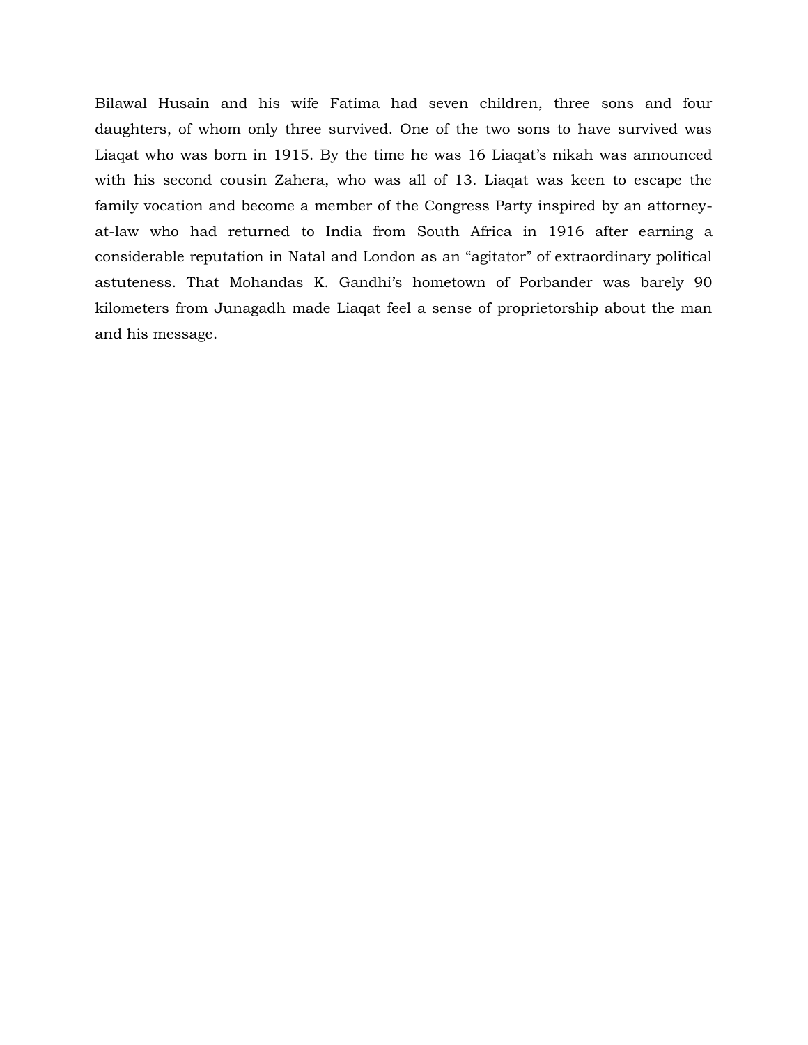Bilawal Husain and his wife Fatima had seven children, three sons and four daughters, of whom only three survived. One of the two sons to have survived was Liaqat who was born in 1915. By the time he was 16 Liaqat's nikah was announced with his second cousin Zahera, who was all of 13. Liaqat was keen to escape the family vocation and become a member of the Congress Party inspired by an attorney-at-law who had returned to India from South Africa in 1916 after earning a considerable reputation in Natal and London as an "agitator" of extraordinary political astuteness. That Mohandas K. Gandhi's hometown of Porbander was barely 90 kilometers from Junagadh made Liaqat feel a sense of proprietorship about the man and his message.